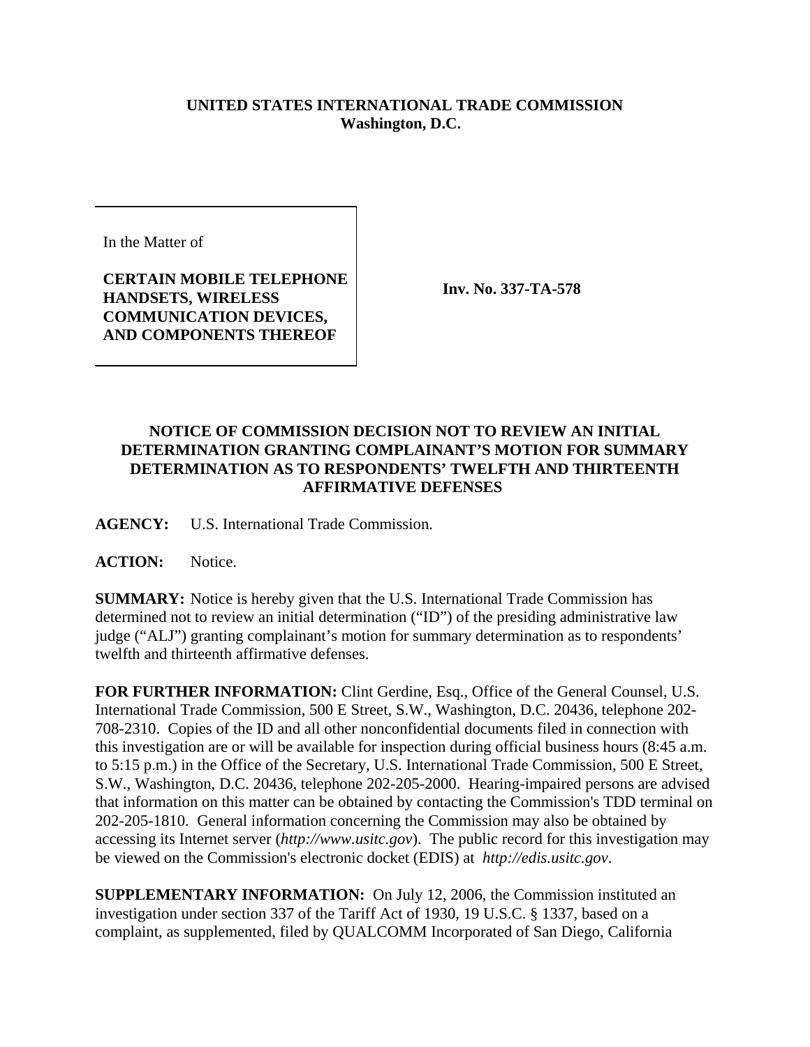**UNITED STATES INTERNATIONAL TRADE COMMISSION**
**Washington, D.C.**

In the Matter of

**CERTAIN MOBILE TELEPHONE HANDSETS, WIRELESS COMMUNICATION DEVICES, AND COMPONENTS THEREOF**

**Inv. No. 337-TA-578**

## NOTICE OF COMMISSION DECISION NOT TO REVIEW AN INITIAL DETERMINATION GRANTING COMPLAINANT'S MOTION FOR SUMMARY DETERMINATION AS TO RESPONDENTS' TWELFTH AND THIRTEENTH AFFIRMATIVE DEFENSES

**AGENCY:** U.S. International Trade Commission.

**ACTION:** Notice.

**SUMMARY:** Notice is hereby given that the U.S. International Trade Commission has determined not to review an initial determination ("ID") of the presiding administrative law judge ("ALJ") granting complainant's motion for summary determination as to respondents' twelfth and thirteenth affirmative defenses.

**FOR FURTHER INFORMATION:** Clint Gerdine, Esq., Office of the General Counsel, U.S. International Trade Commission, 500 E Street, S.W., Washington, D.C. 20436, telephone 202-708-2310. Copies of the ID and all other nonconfidential documents filed in connection with this investigation are or will be available for inspection during official business hours (8:45 a.m. to 5:15 p.m.) in the Office of the Secretary, U.S. International Trade Commission, 500 E Street, S.W., Washington, D.C. 20436, telephone 202-205-2000. Hearing-impaired persons are advised that information on this matter can be obtained by contacting the Commission's TDD terminal on 202-205-1810. General information concerning the Commission may also be obtained by accessing its Internet server (*http://www.usitc.gov*). The public record for this investigation may be viewed on the Commission's electronic docket (EDIS) at *http://edis.usitc.gov*.

**SUPPLEMENTARY INFORMATION:** On July 12, 2006, the Commission instituted an investigation under section 337 of the Tariff Act of 1930, 19 U.S.C. § 1337, based on a complaint, as supplemented, filed by QUALCOMM Incorporated of San Diego, California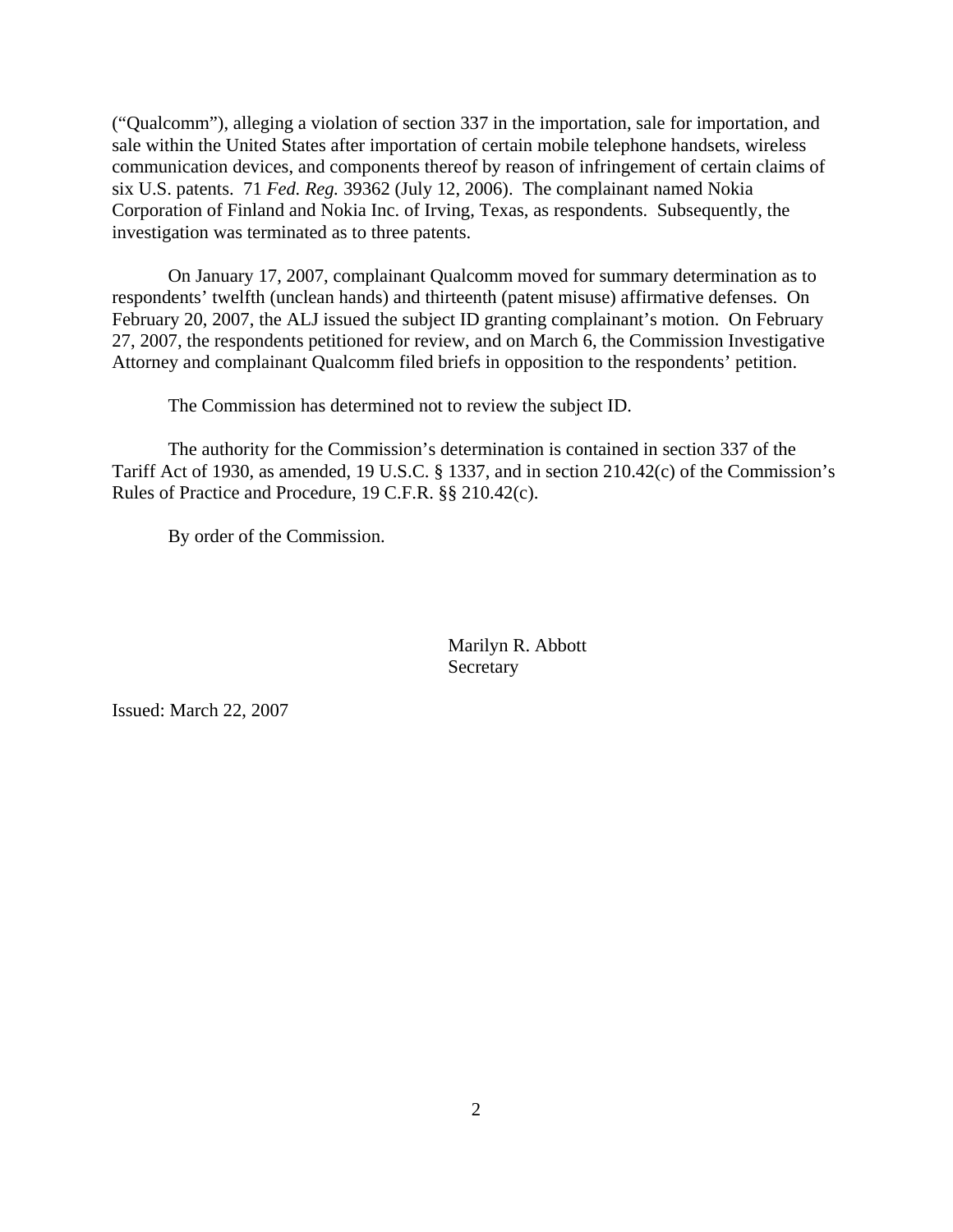("Qualcomm"), alleging a violation of section 337 in the importation, sale for importation, and sale within the United States after importation of certain mobile telephone handsets, wireless communication devices, and components thereof by reason of infringement of certain claims of six U.S. patents. 71 *Fed. Reg.* 39362 (July 12, 2006). The complainant named Nokia Corporation of Finland and Nokia Inc. of Irving, Texas, as respondents. Subsequently, the investigation was terminated as to three patents.

On January 17, 2007, complainant Qualcomm moved for summary determination as to respondents' twelfth (unclean hands) and thirteenth (patent misuse) affirmative defenses. On February 20, 2007, the ALJ issued the subject ID granting complainant's motion. On February 27, 2007, the respondents petitioned for review, and on March 6, the Commission Investigative Attorney and complainant Qualcomm filed briefs in opposition to the respondents' petition.

The Commission has determined not to review the subject ID.

The authority for the Commission's determination is contained in section 337 of the Tariff Act of 1930, as amended, 19 U.S.C. § 1337, and in section 210.42(c) of the Commission's Rules of Practice and Procedure, 19 C.F.R. §§ 210.42(c).

By order of the Commission.

Marilyn R. Abbott
Secretary

Issued: March 22, 2007